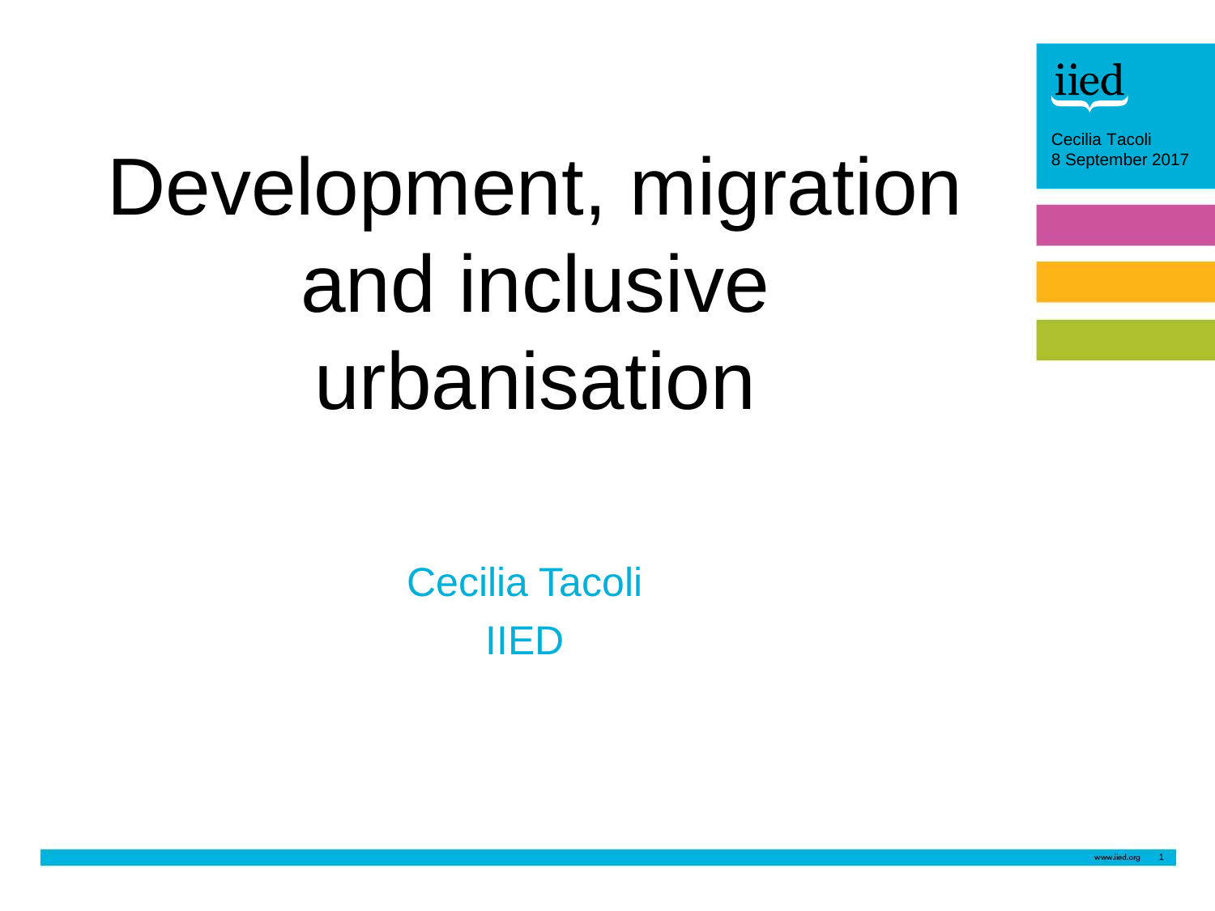# Development, migration and inclusive urbanisation

Cecilia Tacoli

IIED

iied

Cecilia Tacoli
8 September 2017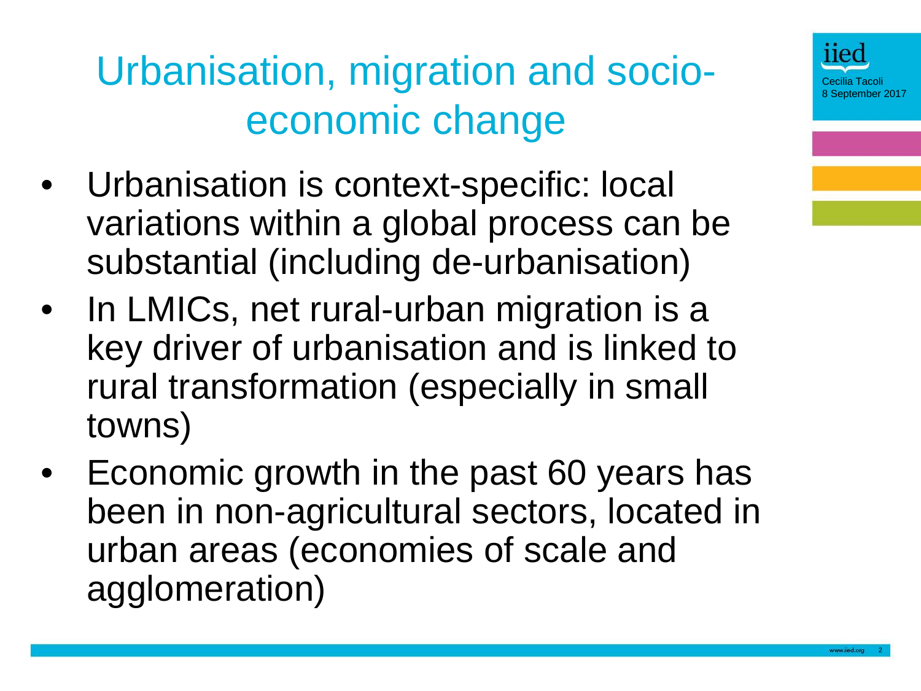# Urbanisation, migration and socio-economic change

- Urbanisation is context-specific: local variations within a global process can be substantial (including de-urbanisation)
- In LMICs, net rural-urban migration is a key driver of urbanisation and is linked to rural transformation (especially in small towns)
- Economic growth in the past 60 years has been in non-agricultural sectors, located in urban areas (economies of scale and agglomeration)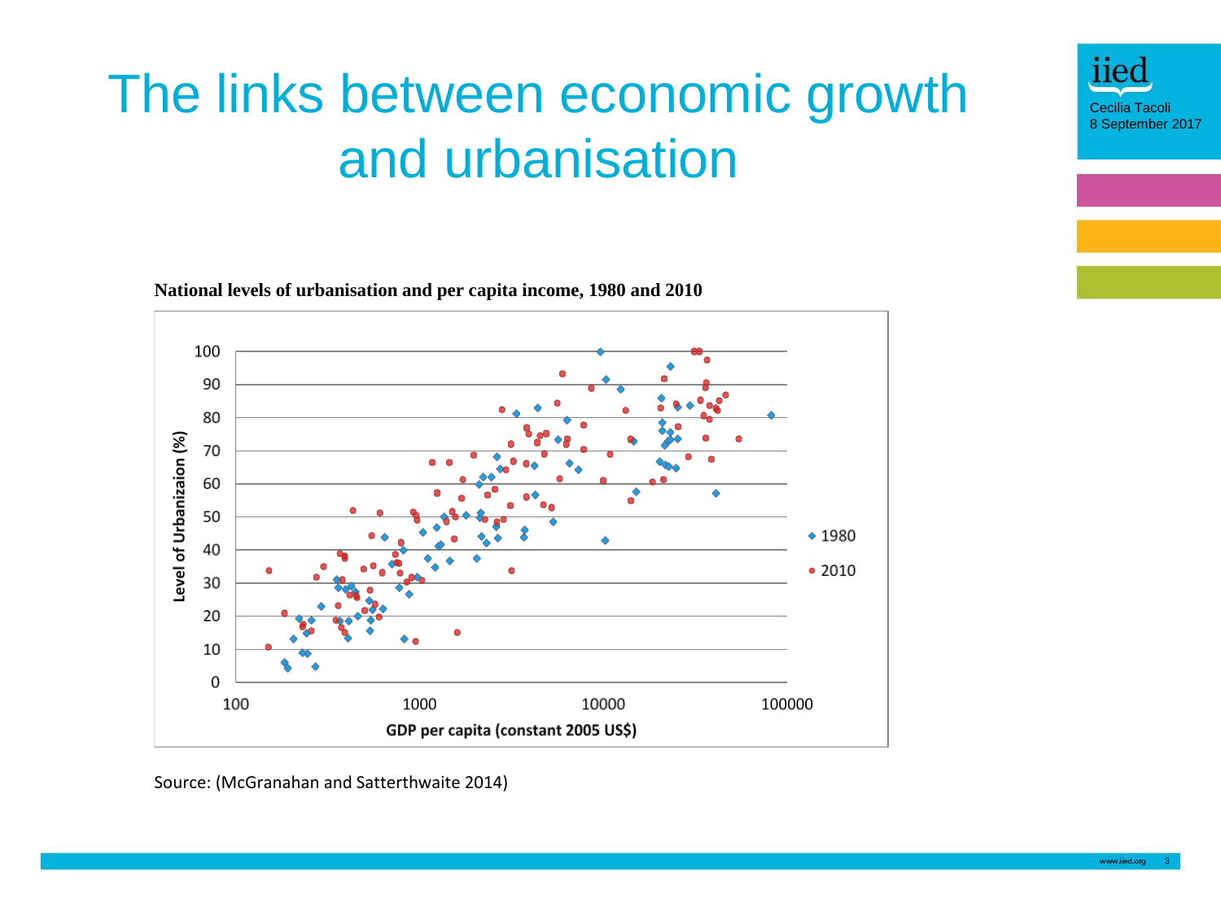# The links between economic growth and urbanisation

Cecilia Tacoli
8 September 2017

**National levels of urbanisation and per capita income, 1980 and 2010**

Source: (McGranahan and Satterthwaite 2014)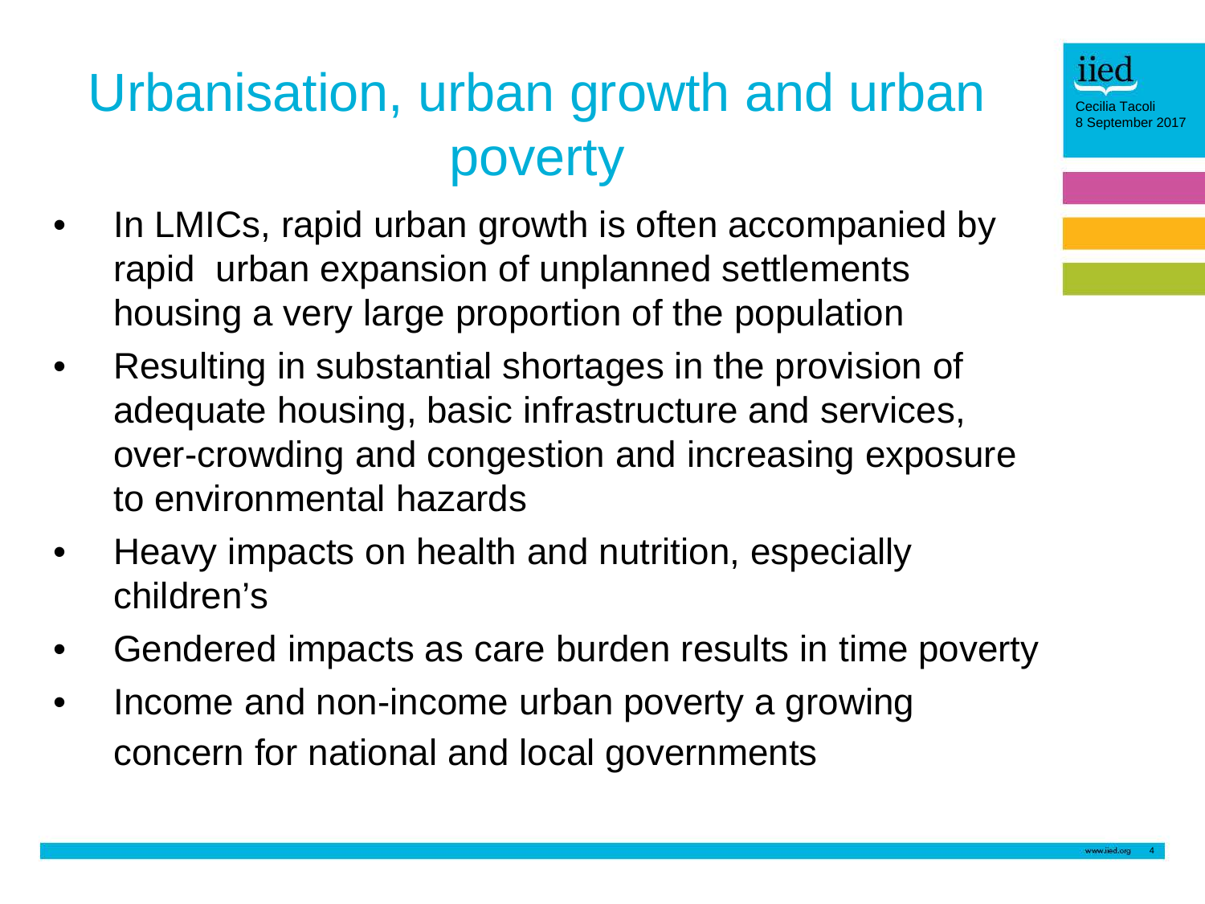# Urbanisation, urban growth and urban poverty

- In LMICs, rapid urban growth is often accompanied by rapid urban expansion of unplanned settlements housing a very large proportion of the population
- Resulting in substantial shortages in the provision of adequate housing, basic infrastructure and services, over-crowding and congestion and increasing exposure to environmental hazards
- Heavy impacts on health and nutrition, especially children's
- Gendered impacts as care burden results in time poverty
- Income and non-income urban poverty a growing concern for national and local governments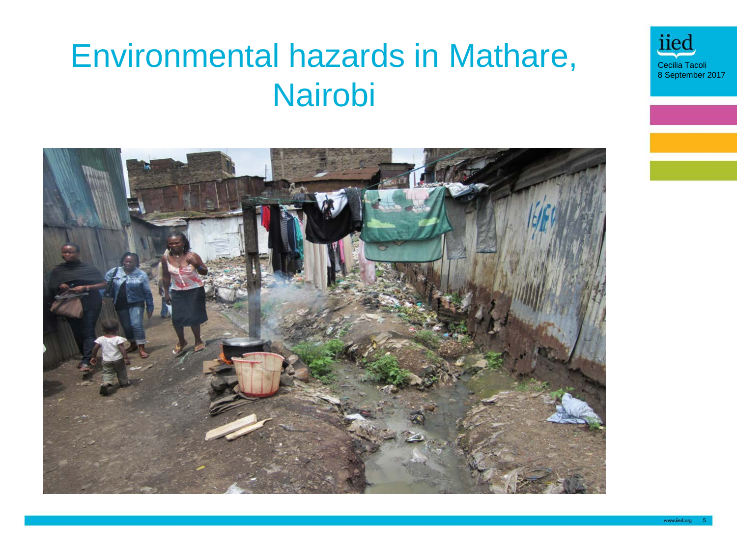# Environmental hazards in Mathare, Nairobi

Cecilia Tacoli
8 September 2017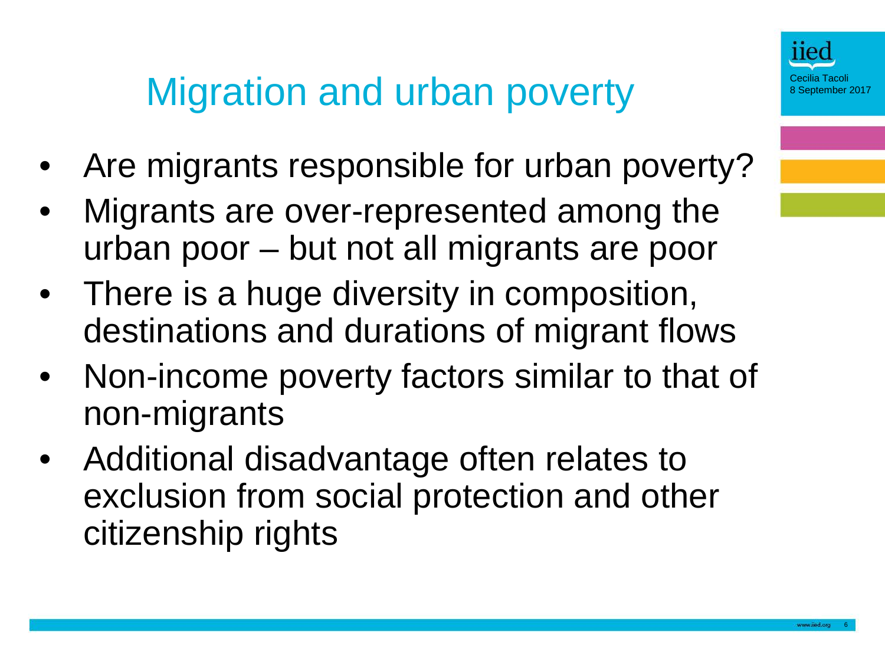# Migration and urban poverty

- Are migrants responsible for urban poverty?
- Migrants are over-represented among the urban poor – but not all migrants are poor
- There is a huge diversity in composition, destinations and durations of migrant flows
- Non-income poverty factors similar to that of non-migrants
- Additional disadvantage often relates to exclusion from social protection and other citizenship rights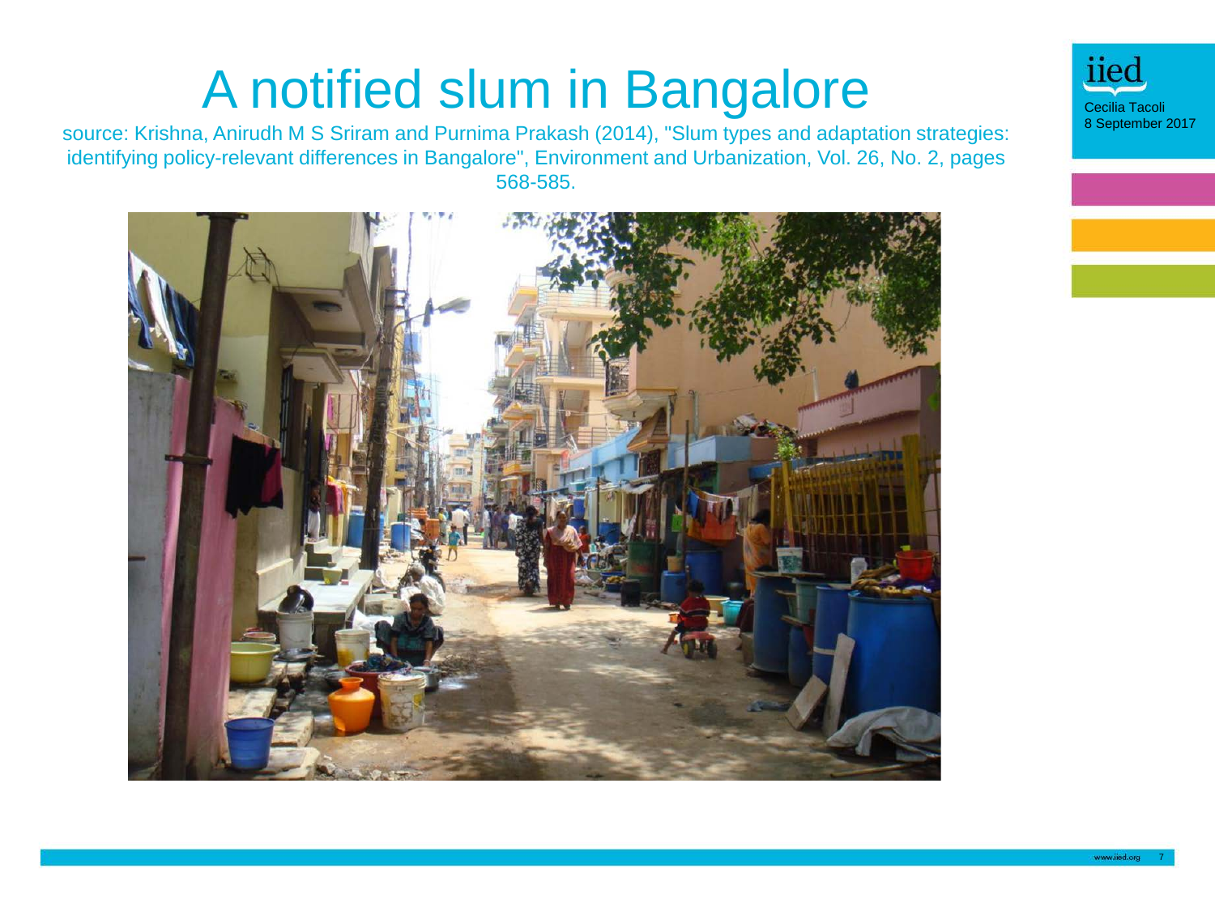# A notified slum in Bangalore

source: Krishna, Anirudh M S Sriram and Purnima Prakash (2014), "Slum types and adaptation strategies: identifying policy-relevant differences in Bangalore", Environment and Urbanization, Vol. 26, No. 2, pages 568-585.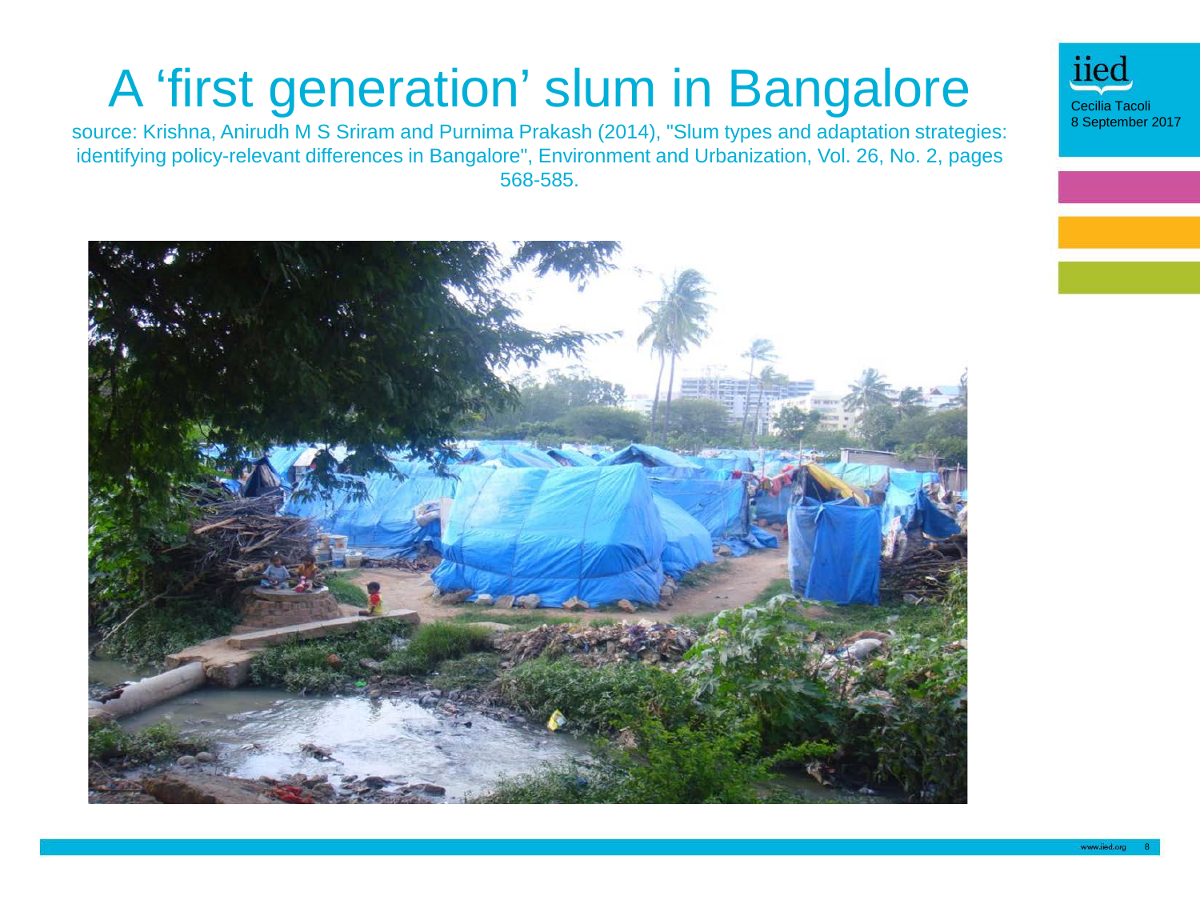# A 'first generation' slum in Bangalore

source: Krishna, Anirudh M S Sriram and Purnima Prakash (2014), "Slum types and adaptation strategies: identifying policy-relevant differences in Bangalore", Environment and Urbanization, Vol. 26, No. 2, pages 568-585.

Cecilia Tacoli
8 September 2017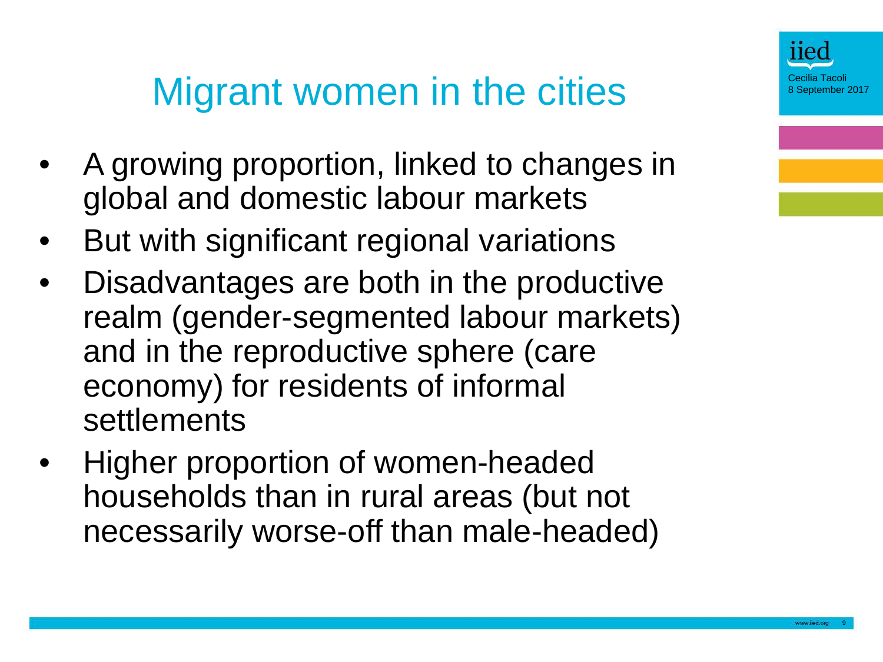# Migrant women in the cities

- A growing proportion, linked to changes in global and domestic labour markets
- But with significant regional variations
- Disadvantages are both in the productive realm (gender-segmented labour markets) and in the reproductive sphere (care economy) for residents of informal settlements
- Higher proportion of women-headed households than in rural areas (but not necessarily worse-off than male-headed)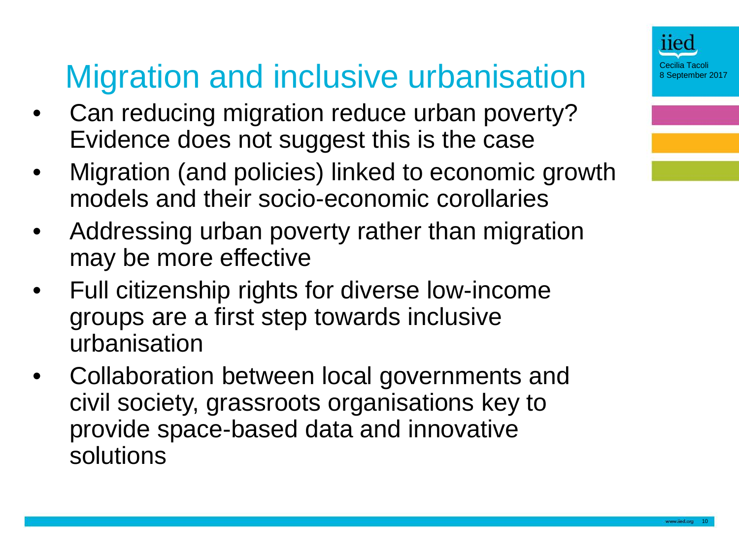# Migration and inclusive urbanisation

- Can reducing migration reduce urban poverty? Evidence does not suggest this is the case
- Migration (and policies) linked to economic growth models and their socio-economic corollaries
- Addressing urban poverty rather than migration may be more effective
- Full citizenship rights for diverse low-income groups are a first step towards inclusive urbanisation
- Collaboration between local governments and civil society, grassroots organisations key to provide space-based data and innovative solutions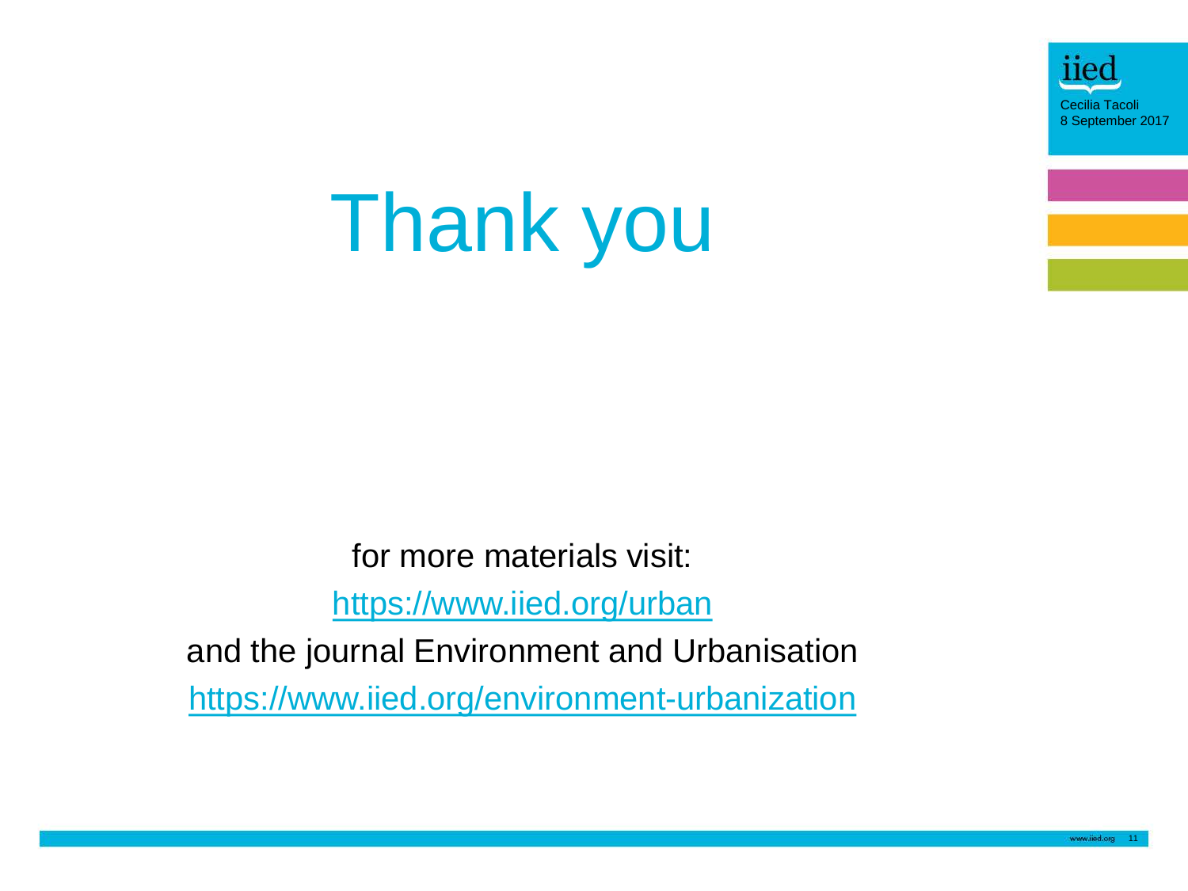iied

Cecilia Tacoli
8 September 2017

# Thank you

for more materials visit:

https://www.iied.org/urban

and the journal Environment and Urbanisation

https://www.iied.org/environment-urbanization